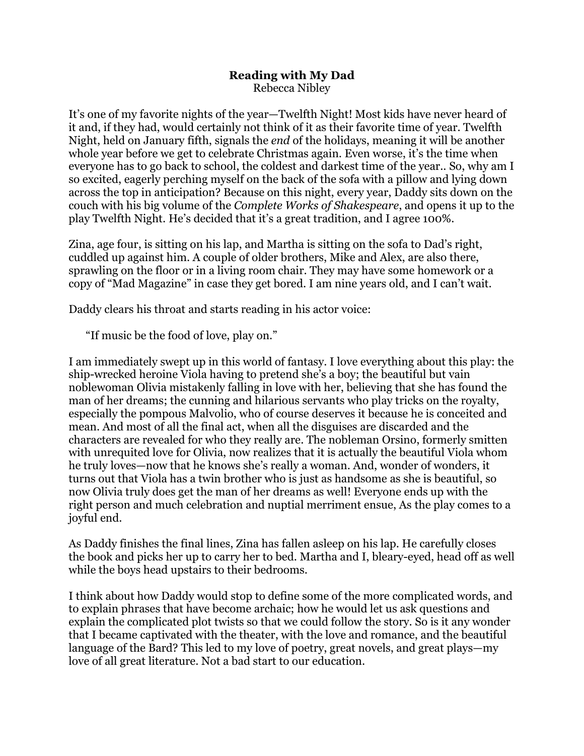**Reading with My Dad**
Rebecca Nibley

It's one of my favorite nights of the year—Twelfth Night! Most kids have never heard of it and, if they had, would certainly not think of it as their favorite time of year. Twelfth Night, held on January fifth, signals the *end* of the holidays, meaning it will be another whole year before we get to celebrate Christmas again. Even worse, it's the time when everyone has to go back to school, the coldest and darkest time of the year.. So, why am I so excited, eagerly perching myself on the back of the sofa with a pillow and lying down across the top in anticipation? Because on this night, every year, Daddy sits down on the couch with his big volume of the *Complete Works of Shakespeare*, and opens it up to the play Twelfth Night. He's decided that it's a great tradition, and I agree 100%.

Zina, age four, is sitting on his lap, and Martha is sitting on the sofa to Dad's right, cuddled up against him. A couple of older brothers, Mike and Alex, are also there, sprawling on the floor or in a living room chair. They may have some homework or a copy of "Mad Magazine" in case they get bored. I am nine years old, and I can't wait.

Daddy clears his throat and starts reading in his actor voice:

> "If music be the food of love, play on."

I am immediately swept up in this world of fantasy. I love everything about this play: the ship-wrecked heroine Viola having to pretend she's a boy; the beautiful but vain noblewoman Olivia mistakenly falling in love with her, believing that she has found the man of her dreams; the cunning and hilarious servants who play tricks on the royalty, especially the pompous Malvolio, who of course deserves it because he is conceited and mean. And most of all the final act, when all the disguises are discarded and the characters are revealed for who they really are. The nobleman Orsino, formerly smitten with unrequited love for Olivia, now realizes that it is actually the beautiful Viola whom he truly loves—now that he knows she's really a woman. And, wonder of wonders, it turns out that Viola has a twin brother who is just as handsome as she is beautiful, so now Olivia truly does get the man of her dreams as well! Everyone ends up with the right person and much celebration and nuptial merriment ensue, As the play comes to a joyful end.

As Daddy finishes the final lines, Zina has fallen asleep on his lap. He carefully closes the book and picks her up to carry her to bed. Martha and I, bleary-eyed, head off as well while the boys head upstairs to their bedrooms.

I think about how Daddy would stop to define some of the more complicated words, and to explain phrases that have become archaic; how he would let us ask questions and explain the complicated plot twists so that we could follow the story. So is it any wonder that I became captivated with the theater, with the love and romance, and the beautiful language of the Bard? This led to my love of poetry, great novels, and great plays—my love of all great literature. Not a bad start to our education.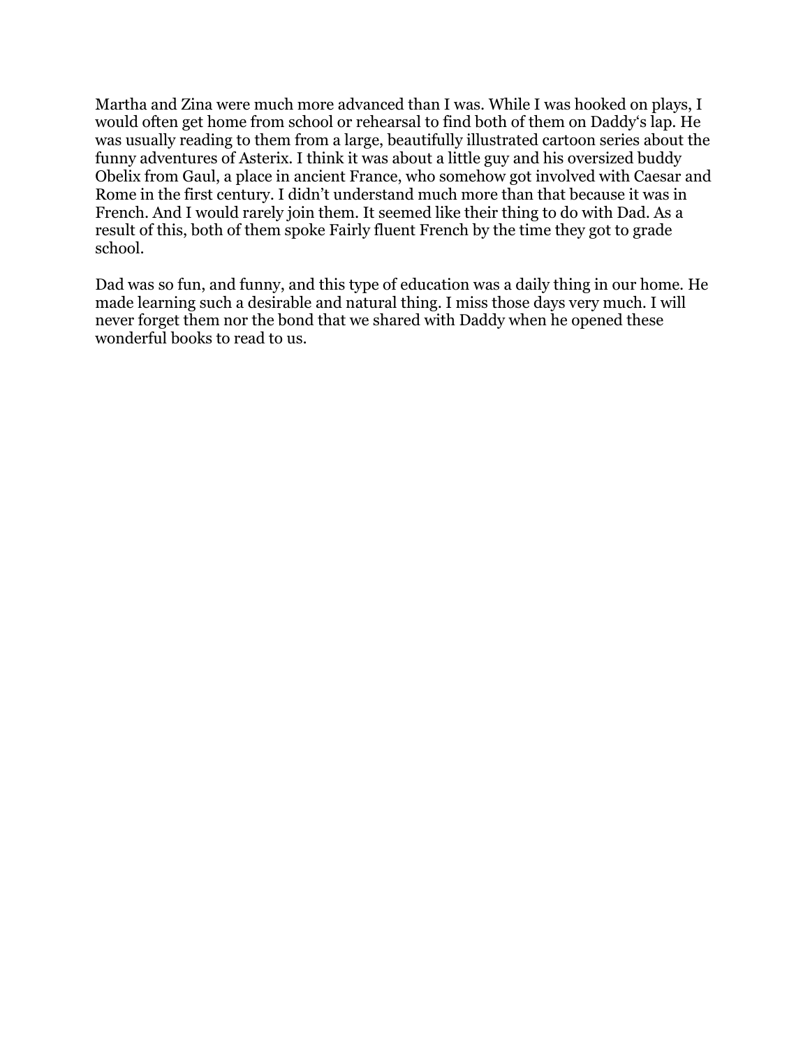Martha and Zina were much more advanced than I was. While I was hooked on plays, I would often get home from school or rehearsal to find both of them on Daddy's lap. He was usually reading to them from a large, beautifully illustrated cartoon series about the funny adventures of Asterix. I think it was about a little guy and his oversized buddy Obelix from Gaul, a place in ancient France, who somehow got involved with Caesar and Rome in the first century. I didn't understand much more than that because it was in French. And I would rarely join them. It seemed like their thing to do with Dad. As a result of this, both of them spoke Fairly fluent French by the time they got to grade school.

Dad was so fun, and funny, and this type of education was a daily thing in our home. He made learning such a desirable and natural thing. I miss those days very much. I will never forget them nor the bond that we shared with Daddy when he opened these wonderful books to read to us.